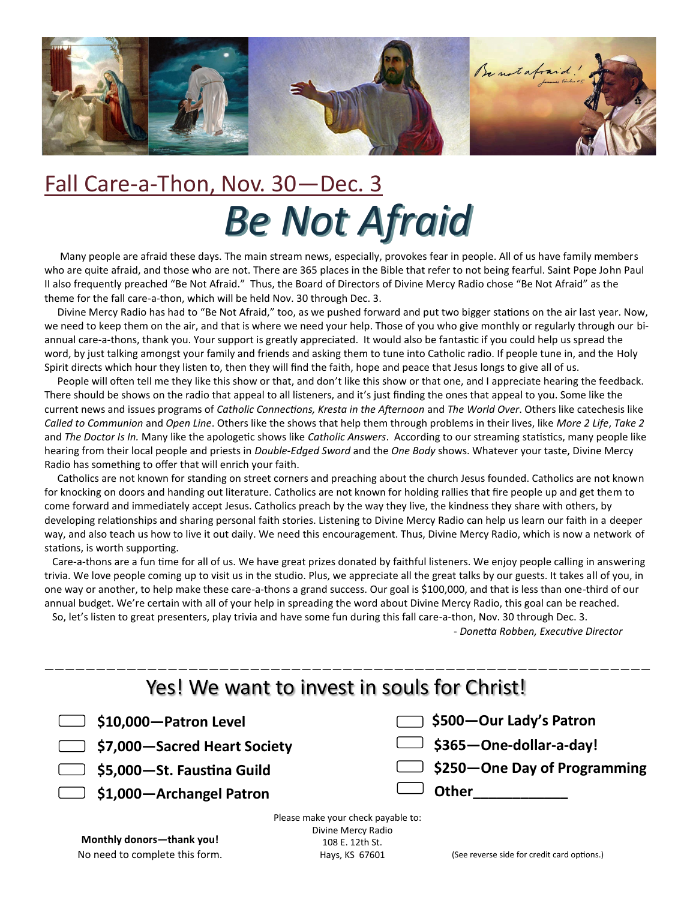## Fall Care-a-Thon, Nov. 30—Dec. 3

# *Be Not Afraid*

Many people are afraid these days. The main stream news, especially, provokes fear in people. All of us have family members who are quite afraid, and those who are not. There are 365 places in the Bible that refer to not being fearful. Saint Pope John Paul II also frequently preached "Be Not Afraid." Thus, the Board of Directors of Divine Mercy Radio chose "Be Not Afraid" as the theme for the fall care-a-thon, which will be held Nov. 30 through Dec. 3.

Divine Mercy Radio has had to "Be Not Afraid," too, as we pushed forward and put two bigger stations on the air last year. Now, we need to keep them on the air, and that is where we need your help. Those of you who give monthly or regularly through our bi-annual care-a-thons, thank you. Your support is greatly appreciated. It would also be fantastic if you could help us spread the word, by just talking amongst your family and friends and asking them to tune into Catholic radio. If people tune in, and the Holy Spirit directs which hour they listen to, then they will find the faith, hope and peace that Jesus longs to give all of us.

People will often tell me they like this show or that, and don't like this show or that one, and I appreciate hearing the feedback. There should be shows on the radio that appeal to all listeners, and it's just finding the ones that appeal to you. Some like the current news and issues programs of *Catholic Connections, Kresta in the Afternoon* and *The World Over*. Others like catechesis like *Called to Communion* and *Open Line*. Others like the shows that help them through problems in their lives, like *More 2 Life*, *Take 2* and *The Doctor Is In.* Many like the apologetic shows like *Catholic Answers*. According to our streaming statistics, many people like hearing from their local people and priests in *Double-Edged Sword* and the *One Body* shows. Whatever your taste, Divine Mercy Radio has something to offer that will enrich your faith.

Catholics are not known for standing on street corners and preaching about the church Jesus founded. Catholics are not known for knocking on doors and handing out literature. Catholics are not known for holding rallies that fire people up and get them to come forward and immediately accept Jesus. Catholics preach by the way they live, the kindness they share with others, by developing relationships and sharing personal faith stories. Listening to Divine Mercy Radio can help us learn our faith in a deeper way, and also teach us how to live it out daily. We need this encouragement. Thus, Divine Mercy Radio, which is now a network of stations, is worth supporting.

Care-a-thons are a fun time for all of us. We have great prizes donated by faithful listeners. We enjoy people calling in answering trivia. We love people coming up to visit us in the studio. Plus, we appreciate all the great talks by our guests. It takes all of you, in one way or another, to help make these care-a-thons a grand success. Our goal is $100,000, and that is less than one-third of our annual budget. We're certain with all of your help in spreading the word about Divine Mercy Radio, this goal can be reached.

So, let's listen to great presenters, play trivia and have some fun during this fall care-a-thon, Nov. 30 through Dec. 3.

*- Donetta Robben, Executive Director*

---

## Yes! We want to invest in souls for Christ!

- ☐ **$10,000—Patron Level**
- ☐ **$7,000—Sacred Heart Society**
- ☐ **$5,000—St. Faustina Guild**
- ☐ **$1,000—Archangel Patron**
- ☐ **$500—Our Lady's Patron**
- ☐ **$365—One-dollar-a-day!**
- ☐ **$250—One Day of Programming**
- ☐ **Other___________**

**Monthly donors—thank you!**
No need to complete this form.

Please make your check payable to:
Divine Mercy Radio
108 E. 12th St.
Hays, KS 67601

(See reverse side for credit card options.)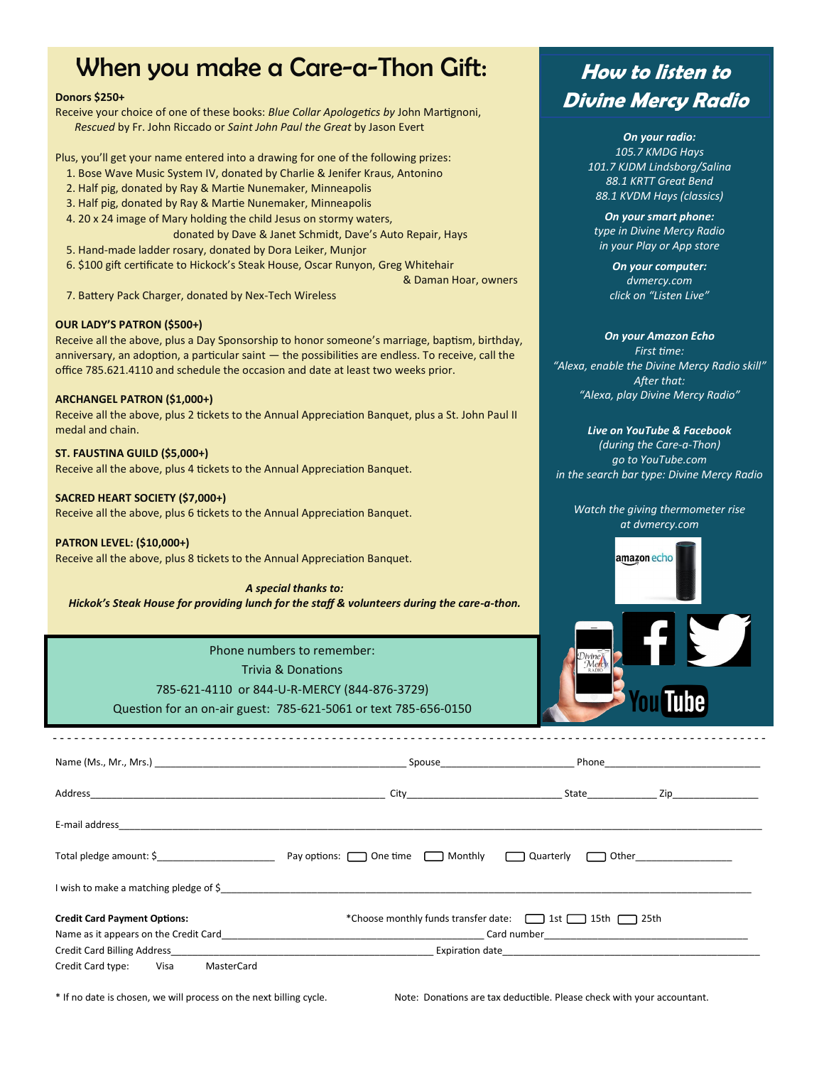# When you make a Care-a-Thon Gift:

**Donors $250+**

Receive your choice of one of these books: *Blue Collar Apologetics by* John Martignoni, *Rescued* by Fr. John Riccado or *Saint John Paul the Great* by Jason Evert

Plus, you'll get your name entered into a drawing for one of the following prizes:

1. Bose Wave Music System IV, donated by Charlie & Jenifer Kraus, Antonino
2. Half pig, donated by Ray & Martie Nunemaker, Minneapolis
3. Half pig, donated by Ray & Martie Nunemaker, Minneapolis
4. 20 x 24 image of Mary holding the child Jesus on stormy waters, donated by Dave & Janet Schmidt, Dave's Auto Repair, Hays
5. Hand-made ladder rosary, donated by Dora Leiker, Munjor
6. $100 gift certificate to Hickock's Steak House, Oscar Runyon, Greg Whitehair & Daman Hoar, owners
7. Battery Pack Charger, donated by Nex-Tech Wireless

**OUR LADY'S PATRON ($500+)**

Receive all the above, plus a Day Sponsorship to honor someone's marriage, baptism, birthday, anniversary, an adoption, a particular saint — the possibilities are endless. To receive, call the office 785.621.4110 and schedule the occasion and date at least two weeks prior.

**ARCHANGEL PATRON ($1,000+)**

Receive all the above, plus 2 tickets to the Annual Appreciation Banquet, plus a St. John Paul II medal and chain.

**ST. FAUSTINA GUILD ($5,000+)**

Receive all the above, plus 4 tickets to the Annual Appreciation Banquet.

**SACRED HEART SOCIETY ($7,000+)**

Receive all the above, plus 6 tickets to the Annual Appreciation Banquet.

**PATRON LEVEL: ($10,000+)**

Receive all the above, plus 8 tickets to the Annual Appreciation Banquet.

***A special thanks to:***

***Hickok's Steak House for providing lunch for the staff & volunteers during the care-a-thon.***

Phone numbers to remember:
Trivia & Donations
785-621-4110 or 844-U-R-MERCY (844-876-3729)
Question for an on-air guest: 785-621-5061 or text 785-656-0150

## *How to listen to Divine Mercy Radio*

***On your radio:***
*105.7 KMDG Hays*
*101.7 KJDM Lindsborg/Salina*
*88.1 KRTT Great Bend*
*88.1 KVDM Hays (classics)*

***On your smart phone:***
*type in Divine Mercy Radio in your Play or App store*

***On your computer:***
*dvmercy.com*
*click on "Listen Live"*

***On your Amazon Echo***
*First time:*
*"Alexa, enable the Divine Mercy Radio skill"*
*After that:*
*"Alexa, play Divine Mercy Radio"*

***Live on YouTube & Facebook***
*(during the Care-a-Thon)*
*go to YouTube.com*
*in the search bar type: Divine Mercy Radio*

*Watch the giving thermometer rise at dvmercy.com*

---

Name (Ms., Mr., Mrs.) ______________________ Spouse ______________ Phone ________________

Address ______________________________ City ________________ State ________ Zip __________

E-mail address ____________________________________________________________

Total pledge amount: $______________ Pay options: ☐ One time ☐ Monthly ☐ Quarterly ☐ Other__________

I wish to make a matching pledge of $____________________________________________

**Credit Card Payment Options:** *Choose monthly funds transfer date: ☐ 1st ☐ 15th ☐ 25th

Name as it appears on the Credit Card______________________ Card number______________________

Credit Card Billing Address__________________________ Expiration date__________________________

Credit Card type: Visa MasterCard

* If no date is chosen, we will process on the next billing cycle. Note: Donations are tax deductible. Please check with your accountant.